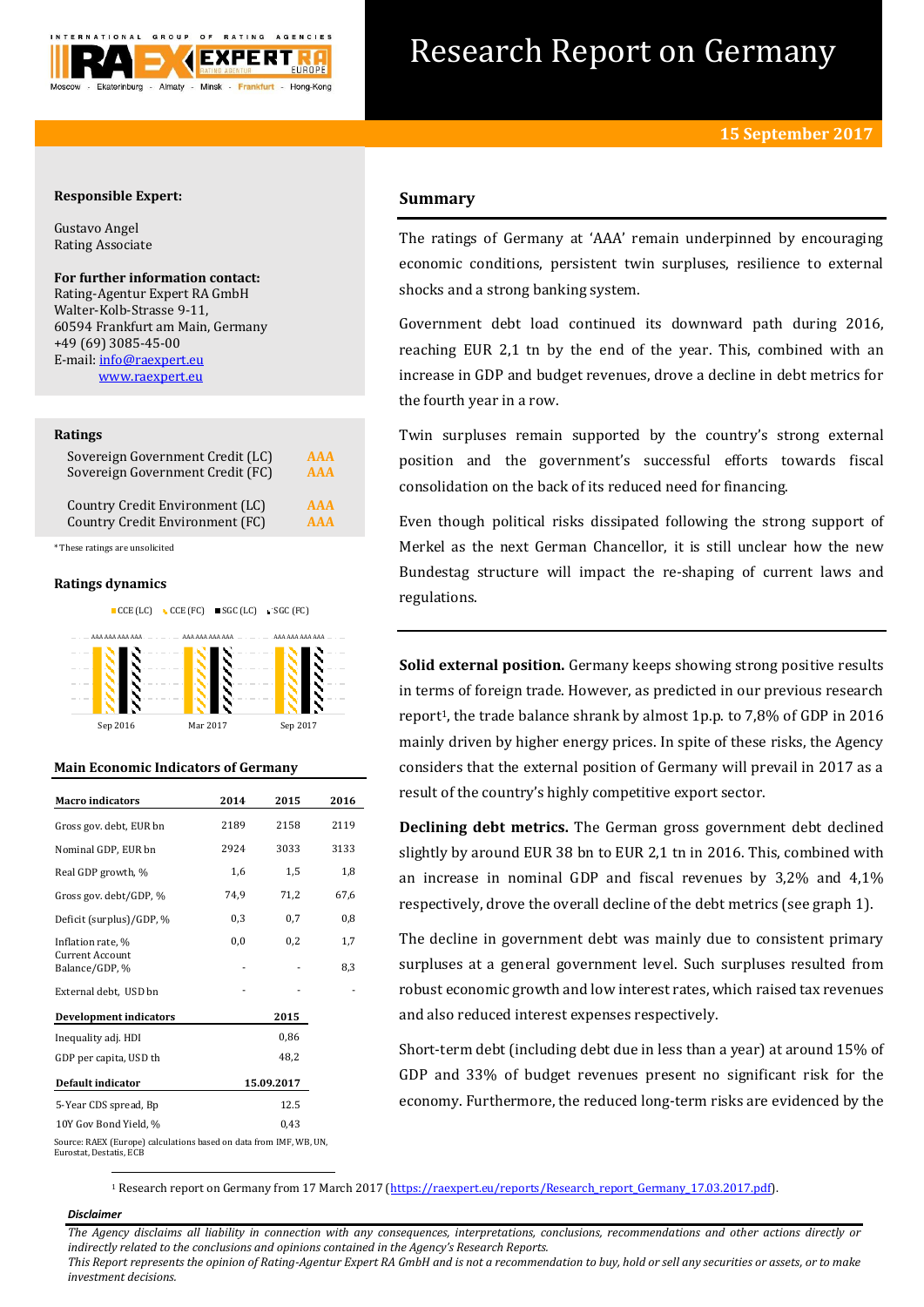# Research Report on Germany

**15 September 2017**

**Responsible Expert:**

Gustavo Angel
Rating Associate

**For further information contact:**
Rating-Agentur Expert RA GmbH
Walter-Kolb-Strasse 9-11,
60594 Frankfurt am Main, Germany
+49 (69) 3085-45-00
E-mail: info@raexpert.eu
www.raexpert.eu

**Ratings**

| | |
|---|---|
| Sovereign Government Credit (LC) | AAA |
| Sovereign Government Credit (FC) | AAA |
| Country Credit Environment (LC) | AAA |
| Country Credit Environment (FC) | AAA |

*These ratings are unsolicited

**Ratings dynamics**

CCE (LC) CCE (FC) SGC (LC) SGC (FC)

AAA AAA AAA AAA — Sep 2016; AAA AAA AAA AAA — Mar 2017; AAA AAA AAA AAA — Sep 2017

**Main Economic Indicators of Germany**

| Macro indicators | 2014 | 2015 | 2016 |
|---|---|---|---|
| Gross gov. debt, EUR bn | 2189 | 2158 | 2119 |
| Nominal GDP, EUR bn | 2924 | 3033 | 3133 |
| Real GDP growth, % | 1,6 | 1,5 | 1,8 |
| Gross gov. debt/GDP, % | 74,9 | 71,2 | 67,6 |
| Deficit (surplus)/GDP, % | 0,3 | 0,7 | 0,8 |
| Inflation rate, % | 0,0 | 0,2 | 1,7 |
| Current Account Balance/GDP, % | - | - | 8,3 |
| External debt, USD bn | - | - | - |

| Development indicators | 2015 |
|---|---|
| Inequality adj. HDI | 0,86 |
| GDP per capita, USD th | 48,2 |

| Default indicator | 15.09.2017 |
|---|---|
| 5-Year CDS spread, Bp | 12.5 |
| 10Y Gov Bond Yield, % | 0,43 |

Source: RAEX (Europe) calculations based on data from IMF, WB, UN, Eurostat, Destatis, ECB

## Summary

The ratings of Germany at 'AAA' remain underpinned by encouraging economic conditions, persistent twin surpluses, resilience to external shocks and a strong banking system.

Government debt load continued its downward path during 2016, reaching EUR 2,1 tn by the end of the year. This, combined with an increase in GDP and budget revenues, drove a decline in debt metrics for the fourth year in a row.

Twin surpluses remain supported by the country's strong external position and the government's successful efforts towards fiscal consolidation on the back of its reduced need for financing.

Even though political risks dissipated following the strong support of Merkel as the next German Chancellor, it is still unclear how the new Bundestag structure will impact the re-shaping of current laws and regulations.

**Solid external position.** Germany keeps showing strong positive results in terms of foreign trade. However, as predicted in our previous research report[1], the trade balance shrank by almost 1p.p. to 7,8% of GDP in 2016 mainly driven by higher energy prices. In spite of these risks, the Agency considers that the external position of Germany will prevail in 2017 as a result of the country's highly competitive export sector.

**Declining debt metrics.** The German gross government debt declined slightly by around EUR 38 bn to EUR 2,1 tn in 2016. This, combined with an increase in nominal GDP and fiscal revenues by 3,2% and 4,1% respectively, drove the overall decline of the debt metrics (see graph 1).

The decline in government debt was mainly due to consistent primary surpluses at a general government level. Such surpluses resulted from robust economic growth and low interest rates, which raised tax revenues and also reduced interest expenses respectively.

Short-term debt (including debt due in less than a year) at around 15% of GDP and 33% of budget revenues present no significant risk for the economy. Furthermore, the reduced long-term risks are evidenced by the

[1] Research report on Germany from 17 March 2017 (https://raexpert.eu/reports/Research_report_Germany_17.03.2017.pdf).

*Disclaimer*

*The Agency disclaims all liability in connection with any consequences, interpretations, conclusions, recommendations and other actions directly or indirectly related to the conclusions and opinions contained in the Agency's Research Reports.*
*This Report represents the opinion of Rating-Agentur Expert RA GmbH and is not a recommendation to buy, hold or sell any securities or assets, or to make investment decisions.*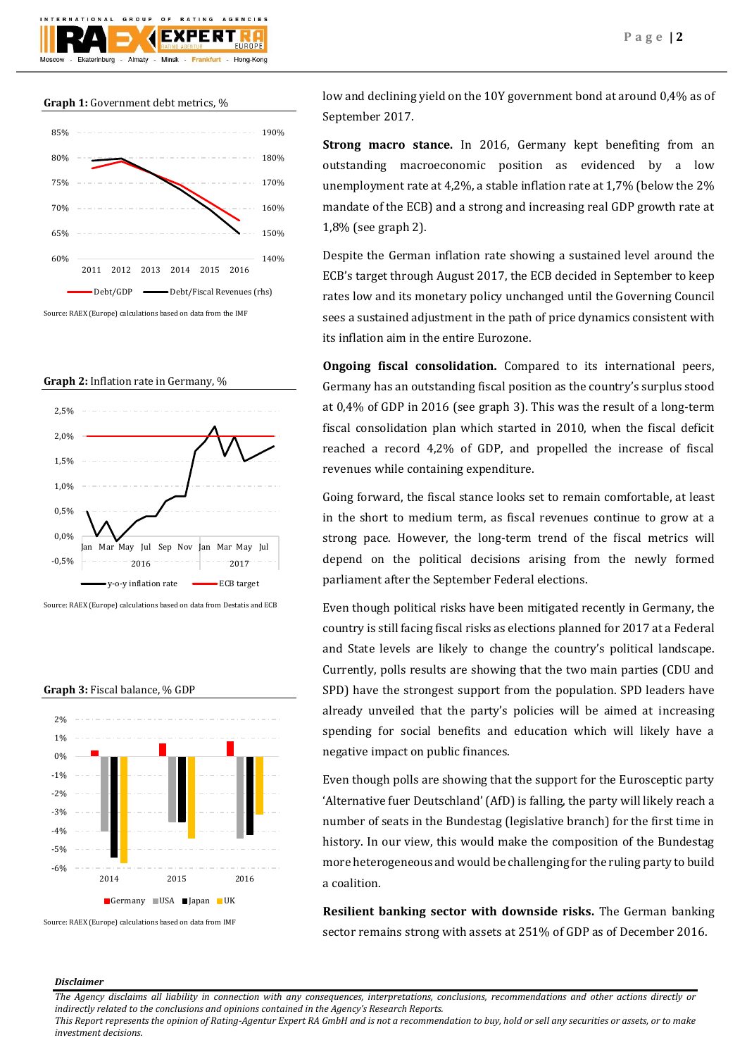**Graph 1:** Government debt metrics, %

Source: RAEX (Europe) calculations based on data from the IMF

**Graph 2:** Inflation rate in Germany, %

Source: RAEX (Europe) calculations based on data from Destatis and ECB

**Graph 3:** Fiscal balance, % GDP

Source: RAEX (Europe) calculations based on data from IMF

low and declining yield on the 10Y government bond at around 0,4% as of September 2017.

**Strong macro stance.** In 2016, Germany kept benefiting from an outstanding macroeconomic position as evidenced by a low unemployment rate at 4,2%, a stable inflation rate at 1,7% (below the 2% mandate of the ECB) and a strong and increasing real GDP growth rate at 1,8% (see graph 2).

Despite the German inflation rate showing a sustained level around the ECB's target through August 2017, the ECB decided in September to keep rates low and its monetary policy unchanged until the Governing Council sees a sustained adjustment in the path of price dynamics consistent with its inflation aim in the entire Eurozone.

**Ongoing fiscal consolidation.** Compared to its international peers, Germany has an outstanding fiscal position as the country's surplus stood at 0,4% of GDP in 2016 (see graph 3). This was the result of a long-term fiscal consolidation plan which started in 2010, when the fiscal deficit reached a record 4,2% of GDP, and propelled the increase of fiscal revenues while containing expenditure.

Going forward, the fiscal stance looks set to remain comfortable, at least in the short to medium term, as fiscal revenues continue to grow at a strong pace. However, the long-term trend of the fiscal metrics will depend on the political decisions arising from the newly formed parliament after the September Federal elections.

Even though political risks have been mitigated recently in Germany, the country is still facing fiscal risks as elections planned for 2017 at a Federal and State levels are likely to change the country's political landscape. Currently, polls results are showing that the two main parties (CDU and SPD) have the strongest support from the population. SPD leaders have already unveiled that the party's policies will be aimed at increasing spending for social benefits and education which will likely have a negative impact on public finances.

Even though polls are showing that the support for the Eurosceptic party 'Alternative fuer Deutschland' (AfD) is falling, the party will likely reach a number of seats in the Bundestag (legislative branch) for the first time in history. In our view, this would make the composition of the Bundestag more heterogeneous and would be challenging for the ruling party to build a coalition.

**Resilient banking sector with downside risks.** The German banking sector remains strong with assets at 251% of GDP as of December 2016.

***Disclaimer***

*The Agency disclaims all liability in connection with any consequences, interpretations, conclusions, recommendations and other actions directly or indirectly related to the conclusions and opinions contained in the Agency's Research Reports.*
*This Report represents the opinion of Rating-Agentur Expert RA GmbH and is not a recommendation to buy, hold or sell any securities or assets, or to make investment decisions.*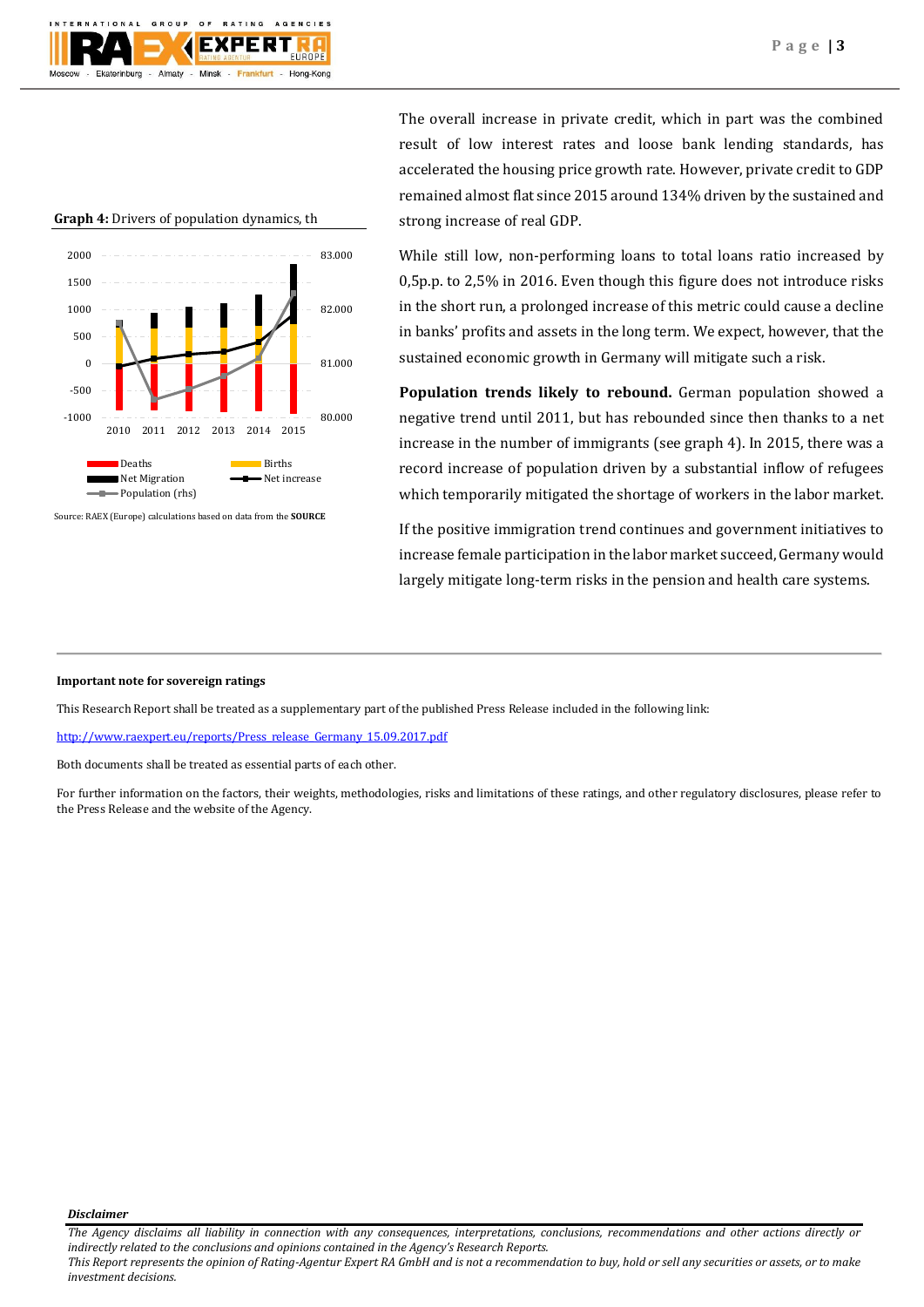**Graph 4:** Drivers of population dynamics, th

2000
1500
1000
500
0
-500
-1000

83.000
82.000
81.000
80.000

2010 2011 2012 2013 2014 2015

Deaths
Births
Net Migration
Net increase
Population (rhs)

Source: RAEX (Europe) calculations based on data from the **SOURCE**

The overall increase in private credit, which in part was the combined result of low interest rates and loose bank lending standards, has accelerated the housing price growth rate. However, private credit to GDP remained almost flat since 2015 around 134% driven by the sustained and strong increase of real GDP.

While still low, non-performing loans to total loans ratio increased by 0,5p.p. to 2,5% in 2016. Even though this figure does not introduce risks in the short run, a prolonged increase of this metric could cause a decline in banks' profits and assets in the long term. We expect, however, that the sustained economic growth in Germany will mitigate such a risk.

**Population trends likely to rebound.** German population showed a negative trend until 2011, but has rebounded since then thanks to a net increase in the number of immigrants (see graph 4). In 2015, there was a record increase of population driven by a substantial inflow of refugees which temporarily mitigated the shortage of workers in the labor market.

If the positive immigration trend continues and government initiatives to increase female participation in the labor market succeed, Germany would largely mitigate long-term risks in the pension and health care systems.

---

**Important note for sovereign ratings**

This Research Report shall be treated as a supplementary part of the published Press Release included in the following link:

http://www.raexpert.eu/reports/Press_release_Germany_15.09.2017.pdf

Both documents shall be treated as essential parts of each other.

For further information on the factors, their weights, methodologies, risks and limitations of these ratings, and other regulatory disclosures, please refer to the Press Release and the website of the Agency.

***Disclaimer***

*The Agency disclaims all liability in connection with any consequences, interpretations, conclusions, recommendations and other actions directly or indirectly related to the conclusions and opinions contained in the Agency's Research Reports.*

*This Report represents the opinion of Rating-Agentur Expert RA GmbH and is not a recommendation to buy, hold or sell any securities or assets, or to make investment decisions.*